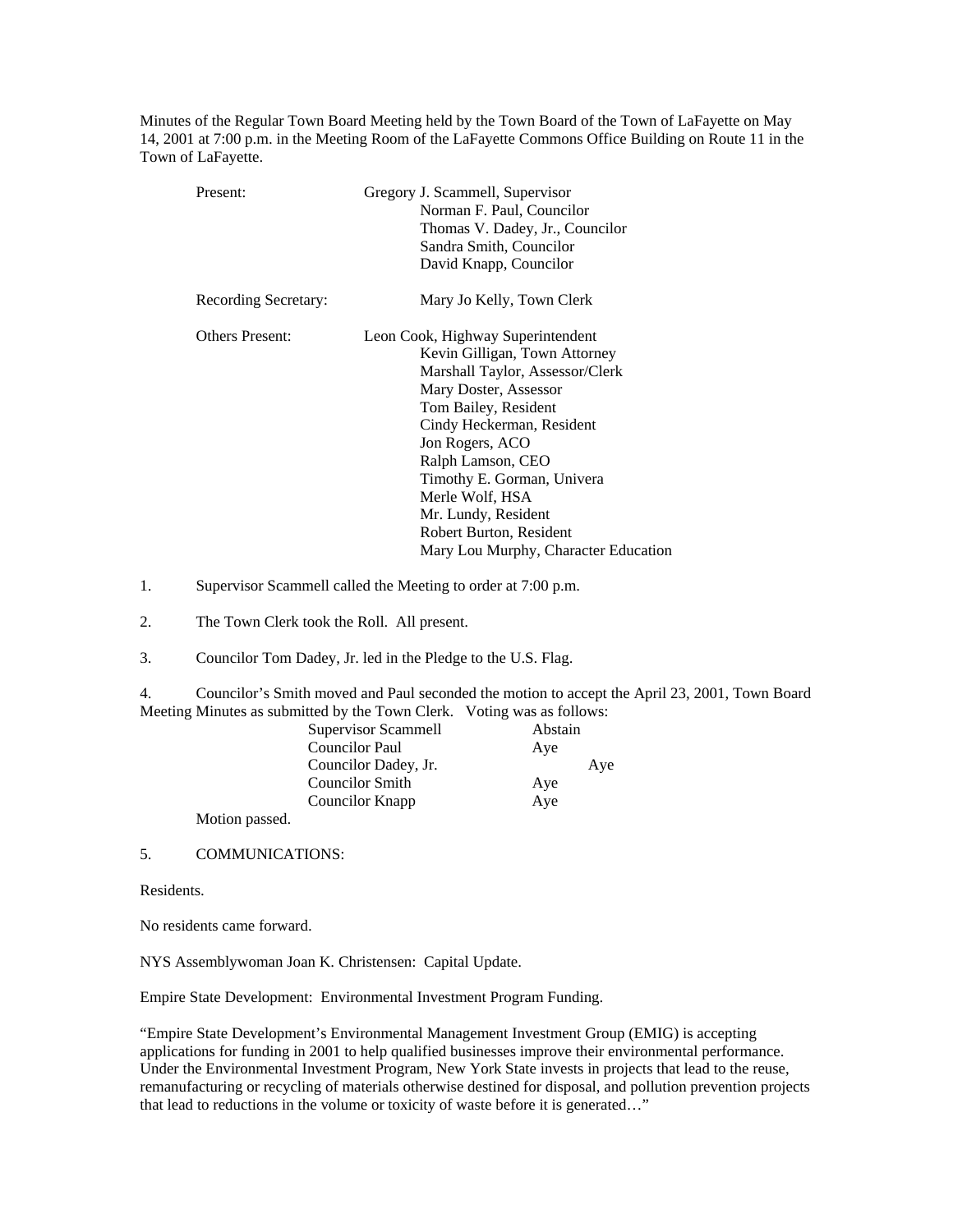Minutes of the Regular Town Board Meeting held by the Town Board of the Town of LaFayette on May 14, 2001 at 7:00 p.m. in the Meeting Room of the LaFayette Commons Office Building on Route 11 in the Town of LaFayette.

Present: Gregory J. Scammell, Supervisor
Norman F. Paul, Councilor
Thomas V. Dadey, Jr., Councilor
Sandra Smith, Councilor
David Knapp, Councilor

Recording Secretary: Mary Jo Kelly, Town Clerk

Others Present: Leon Cook, Highway Superintendent
Kevin Gilligan, Town Attorney
Marshall Taylor, Assessor/Clerk
Mary Doster, Assessor
Tom Bailey, Resident
Cindy Heckerman, Resident
Jon Rogers, ACO
Ralph Lamson, CEO
Timothy E. Gorman, Univera
Merle Wolf, HSA
Mr. Lundy, Resident
Robert Burton, Resident
Mary Lou Murphy, Character Education

1. Supervisor Scammell called the Meeting to order at 7:00 p.m.

2. The Town Clerk took the Roll. All present.

3. Councilor Tom Dadey, Jr. led in the Pledge to the U.S. Flag.

4. Councilor's Smith moved and Paul seconded the motion to accept the April 23, 2001, Town Board Meeting Minutes as submitted by the Town Clerk. Voting was as follows:

| | |
|---|---|
| Supervisor Scammell | Abstain |
| Councilor Paul | Aye |
| Councilor Dadey, Jr. | Aye |
| Councilor Smith | Aye |
| Councilor Knapp | Aye |

Motion passed.

5. COMMUNICATIONS:

Residents.

No residents came forward.

NYS Assemblywoman Joan K. Christensen: Capital Update.

Empire State Development: Environmental Investment Program Funding.

"Empire State Development's Environmental Management Investment Group (EMIG) is accepting applications for funding in 2001 to help qualified businesses improve their environmental performance. Under the Environmental Investment Program, New York State invests in projects that lead to the reuse, remanufacturing or recycling of materials otherwise destined for disposal, and pollution prevention projects that lead to reductions in the volume or toxicity of waste before it is generated…"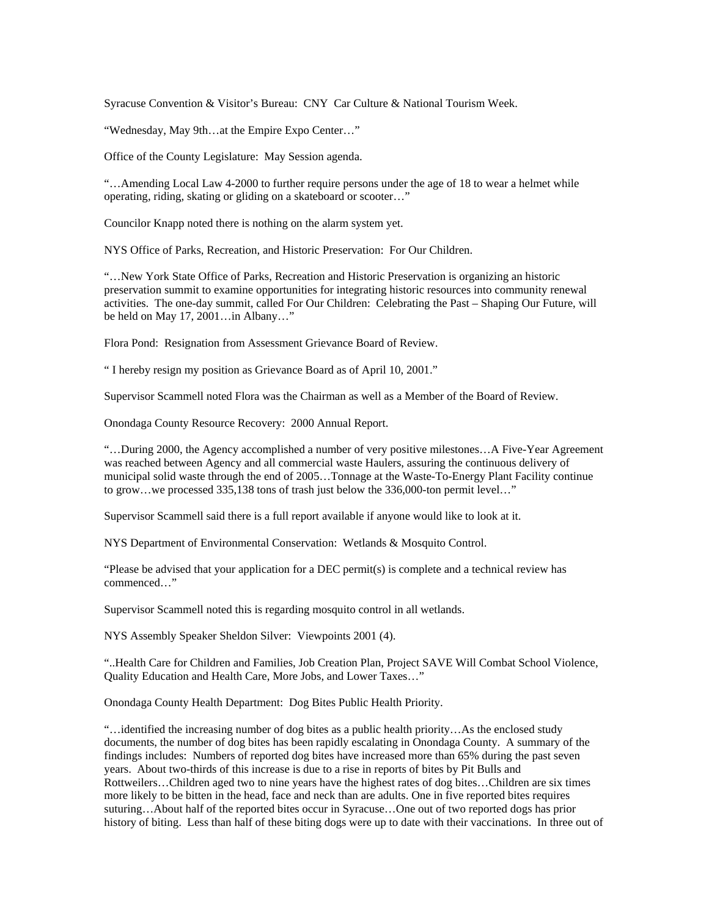Syracuse Convention & Visitor's Bureau:  CNY  Car Culture & National Tourism Week.

"Wednesday, May 9th…at the Empire Expo Center…"

Office of the County Legislature:  May Session agenda.

"…Amending Local Law 4-2000 to further require persons under the age of 18 to wear a helmet while operating, riding, skating or gliding on a skateboard or scooter…"

Councilor Knapp noted there is nothing on the alarm system yet.

NYS Office of Parks, Recreation, and Historic Preservation:  For Our Children.

"…New York State Office of Parks, Recreation and Historic Preservation is organizing an historic preservation summit to examine opportunities for integrating historic resources into community renewal activities.  The one-day summit, called For Our Children:  Celebrating the Past – Shaping Our Future, will be held on May 17, 2001…in Albany…"

Flora Pond:  Resignation from Assessment Grievance Board of Review.

" I hereby resign my position as Grievance Board as of April 10, 2001."

Supervisor Scammell noted Flora was the Chairman as well as a Member of the Board of Review.

Onondaga County Resource Recovery:  2000 Annual Report.

"…During 2000, the Agency accomplished a number of very positive milestones…A Five-Year Agreement was reached between Agency and all commercial waste Haulers, assuring the continuous delivery of municipal solid waste through the end of 2005…Tonnage at the Waste-To-Energy Plant Facility continue to grow…we processed 335,138 tons of trash just below the 336,000-ton permit level…"

Supervisor Scammell said there is a full report available if anyone would like to look at it.

NYS Department of Environmental Conservation:  Wetlands & Mosquito Control.

"Please be advised that your application for a DEC permit(s) is complete and a technical review has commenced…"

Supervisor Scammell noted this is regarding mosquito control in all wetlands.

NYS Assembly Speaker Sheldon Silver:  Viewpoints 2001 (4).

"..Health Care for Children and Families, Job Creation Plan, Project SAVE Will Combat School Violence, Quality Education and Health Care, More Jobs, and Lower Taxes…"

Onondaga County Health Department:  Dog Bites Public Health Priority.

"…identified the increasing number of dog bites as a public health priority…As the enclosed study documents, the number of dog bites has been rapidly escalating in Onondaga County.  A summary of the findings includes:  Numbers of reported dog bites have increased more than 65% during the past seven years.  About two-thirds of this increase is due to a rise in reports of bites by Pit Bulls and Rottweilers…Children aged two to nine years have the highest rates of dog bites…Children are six times more likely to be bitten in the head, face and neck than are adults. One in five reported bites requires suturing…About half of the reported bites occur in Syracuse…One out of two reported dogs has prior history of biting.  Less than half of these biting dogs were up to date with their vaccinations.  In three out of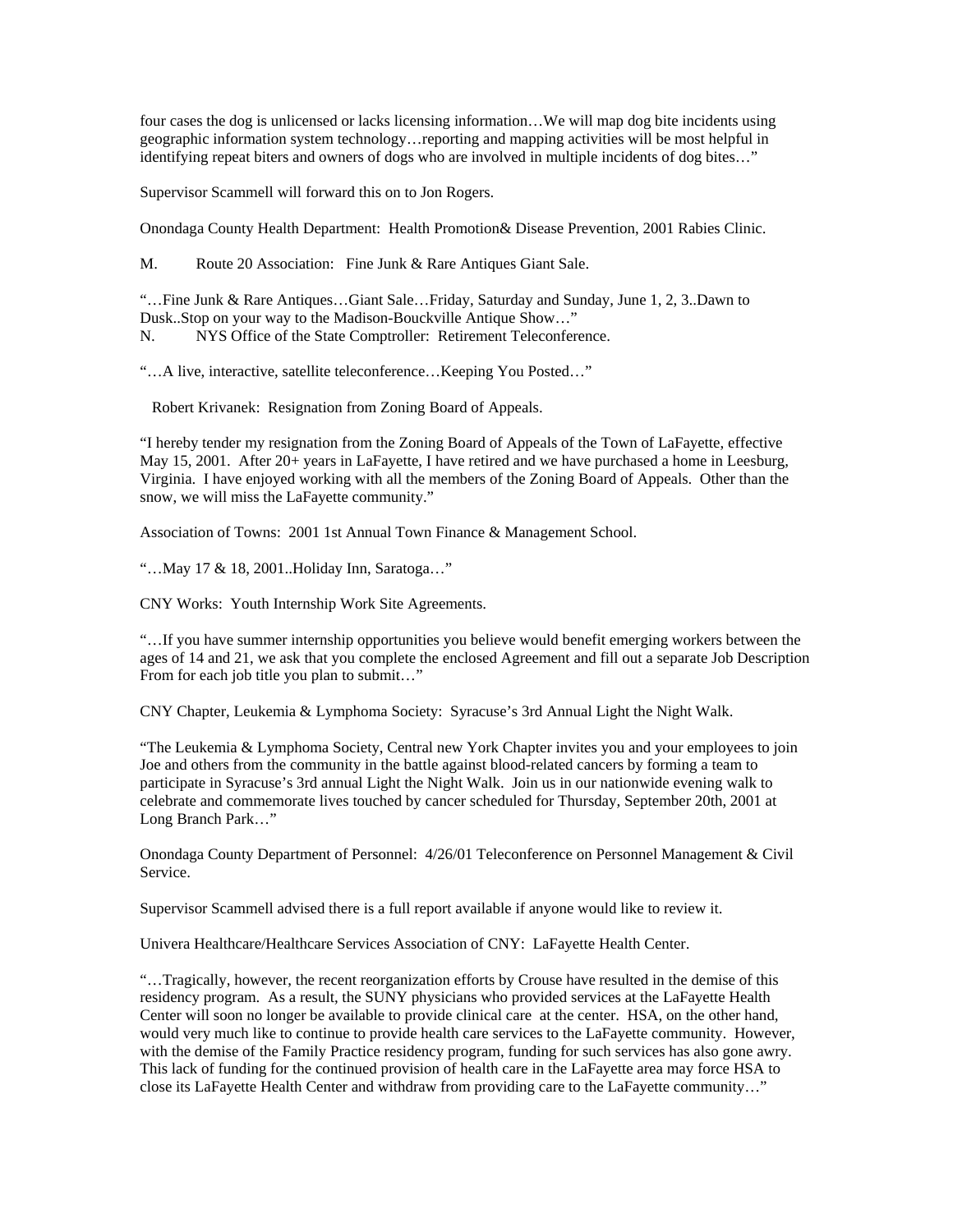four cases the dog is unlicensed or lacks licensing information…We will map dog bite incidents using geographic information system technology…reporting and mapping activities will be most helpful in identifying repeat biters and owners of dogs who are involved in multiple incidents of dog bites…"

Supervisor Scammell will forward this on to Jon Rogers.

Onondaga County Health Department: Health Promotion& Disease Prevention, 2001 Rabies Clinic.

M. Route 20 Association: Fine Junk & Rare Antiques Giant Sale.

"…Fine Junk & Rare Antiques…Giant Sale…Friday, Saturday and Sunday, June 1, 2, 3..Dawn to Dusk..Stop on your way to the Madison-Bouckville Antique Show…"

N. NYS Office of the State Comptroller: Retirement Teleconference.

"…A live, interactive, satellite teleconference…Keeping You Posted…"

Robert Krivanek: Resignation from Zoning Board of Appeals.

"I hereby tender my resignation from the Zoning Board of Appeals of the Town of LaFayette, effective May 15, 2001. After 20+ years in LaFayette, I have retired and we have purchased a home in Leesburg, Virginia. I have enjoyed working with all the members of the Zoning Board of Appeals. Other than the snow, we will miss the LaFayette community."

Association of Towns: 2001 1st Annual Town Finance & Management School.

"…May 17 & 18, 2001..Holiday Inn, Saratoga…"

CNY Works: Youth Internship Work Site Agreements.

"…If you have summer internship opportunities you believe would benefit emerging workers between the ages of 14 and 21, we ask that you complete the enclosed Agreement and fill out a separate Job Description From for each job title you plan to submit…"

CNY Chapter, Leukemia & Lymphoma Society: Syracuse's 3rd Annual Light the Night Walk.

"The Leukemia & Lymphoma Society, Central new York Chapter invites you and your employees to join Joe and others from the community in the battle against blood-related cancers by forming a team to participate in Syracuse's 3rd annual Light the Night Walk. Join us in our nationwide evening walk to celebrate and commemorate lives touched by cancer scheduled for Thursday, September 20th, 2001 at Long Branch Park…"

Onondaga County Department of Personnel: 4/26/01 Teleconference on Personnel Management & Civil Service.

Supervisor Scammell advised there is a full report available if anyone would like to review it.

Univera Healthcare/Healthcare Services Association of CNY: LaFayette Health Center.

"…Tragically, however, the recent reorganization efforts by Crouse have resulted in the demise of this residency program. As a result, the SUNY physicians who provided services at the LaFayette Health Center will soon no longer be available to provide clinical care at the center. HSA, on the other hand, would very much like to continue to provide health care services to the LaFayette community. However, with the demise of the Family Practice residency program, funding for such services has also gone awry. This lack of funding for the continued provision of health care in the LaFayette area may force HSA to close its LaFayette Health Center and withdraw from providing care to the LaFayette community…"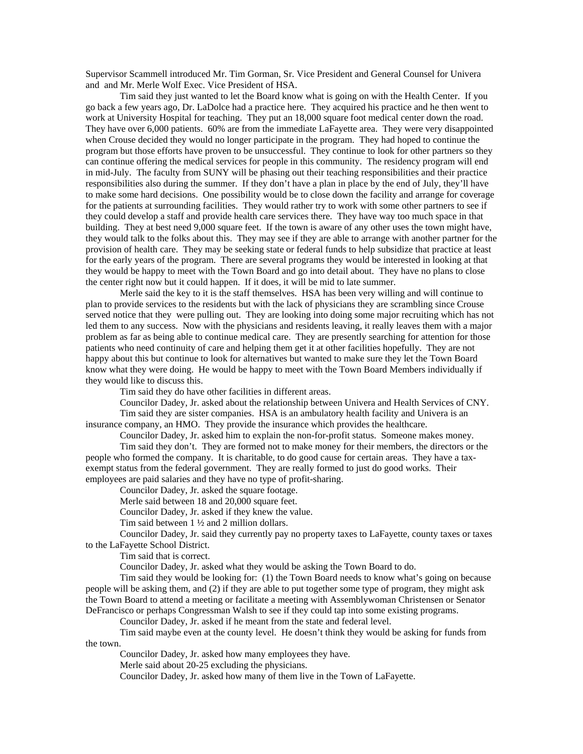Supervisor Scammell introduced Mr. Tim Gorman, Sr. Vice President and General Counsel for Univera and and Mr. Merle Wolf Exec. Vice President of HSA.

Tim said they just wanted to let the Board know what is going on with the Health Center. If you go back a few years ago, Dr. LaDolce had a practice here. They acquired his practice and he then went to work at University Hospital for teaching. They put an 18,000 square foot medical center down the road. They have over 6,000 patients. 60% are from the immediate LaFayette area. They were very disappointed when Crouse decided they would no longer participate in the program. They had hoped to continue the program but those efforts have proven to be unsuccessful. They continue to look for other partners so they can continue offering the medical services for people in this community. The residency program will end in mid-July. The faculty from SUNY will be phasing out their teaching responsibilities and their practice responsibilities also during the summer. If they don't have a plan in place by the end of July, they'll have to make some hard decisions. One possibility would be to close down the facility and arrange for coverage for the patients at surrounding facilities. They would rather try to work with some other partners to see if they could develop a staff and provide health care services there. They have way too much space in that building. They at best need 9,000 square feet. If the town is aware of any other uses the town might have, they would talk to the folks about this. They may see if they are able to arrange with another partner for the provision of health care. They may be seeking state or federal funds to help subsidize that practice at least for the early years of the program. There are several programs they would be interested in looking at that they would be happy to meet with the Town Board and go into detail about. They have no plans to close the center right now but it could happen. If it does, it will be mid to late summer.

Merle said the key to it is the staff themselves. HSA has been very willing and will continue to plan to provide services to the residents but with the lack of physicians they are scrambling since Crouse served notice that they were pulling out. They are looking into doing some major recruiting which has not led them to any success. Now with the physicians and residents leaving, it really leaves them with a major problem as far as being able to continue medical care. They are presently searching for attention for those patients who need continuity of care and helping them get it at other facilities hopefully. They are not happy about this but continue to look for alternatives but wanted to make sure they let the Town Board know what they were doing. He would be happy to meet with the Town Board Members individually if they would like to discuss this.

Tim said they do have other facilities in different areas.

Councilor Dadey, Jr. asked about the relationship between Univera and Health Services of CNY.

Tim said they are sister companies. HSA is an ambulatory health facility and Univera is an insurance company, an HMO. They provide the insurance which provides the healthcare.

Councilor Dadey, Jr. asked him to explain the non-for-profit status. Someone makes money.

Tim said they don't. They are formed not to make money for their members, the directors or the people who formed the company. It is charitable, to do good cause for certain areas. They have a tax-exempt status from the federal government. They are really formed to just do good works. Their employees are paid salaries and they have no type of profit-sharing.

Councilor Dadey, Jr. asked the square footage.

Merle said between 18 and 20,000 square feet.

Councilor Dadey, Jr. asked if they knew the value.

Tim said between 1 ½ and 2 million dollars.

Councilor Dadey, Jr. said they currently pay no property taxes to LaFayette, county taxes or taxes to the LaFayette School District.

Tim said that is correct.

Councilor Dadey, Jr. asked what they would be asking the Town Board to do.

Tim said they would be looking for: (1) the Town Board needs to know what's going on because people will be asking them, and (2) if they are able to put together some type of program, they might ask the Town Board to attend a meeting or facilitate a meeting with Assemblywoman Christensen or Senator DeFrancisco or perhaps Congressman Walsh to see if they could tap into some existing programs.

Councilor Dadey, Jr. asked if he meant from the state and federal level.

Tim said maybe even at the county level. He doesn't think they would be asking for funds from the town.

Councilor Dadey, Jr. asked how many employees they have.

Merle said about 20-25 excluding the physicians.

Councilor Dadey, Jr. asked how many of them live in the Town of LaFayette.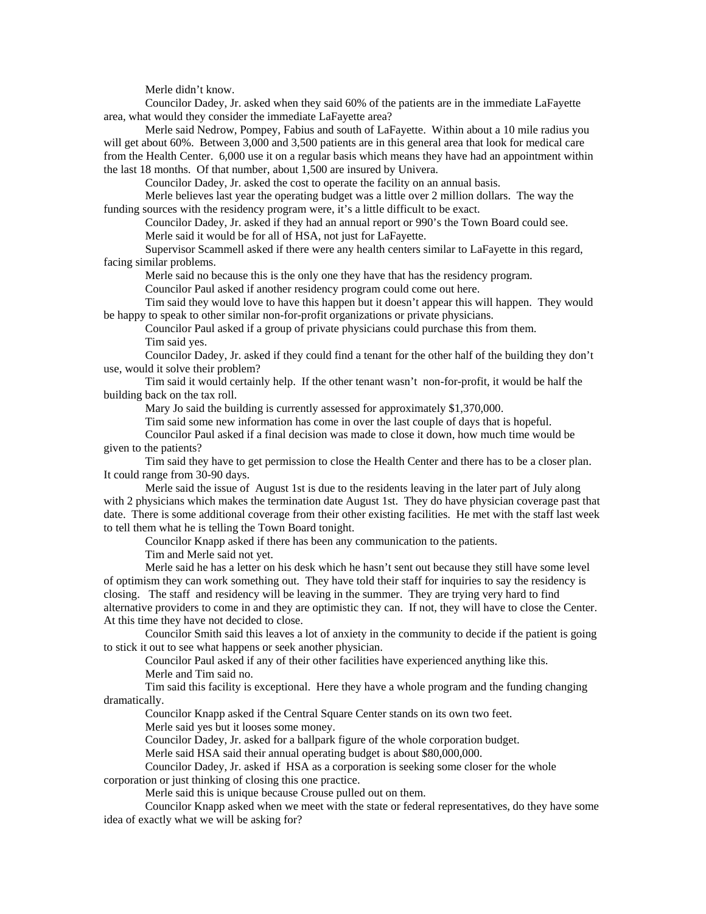Merle didn't know.

Councilor Dadey, Jr. asked when they said 60% of the patients are in the immediate LaFayette area, what would they consider the immediate LaFayette area?

Merle said Nedrow, Pompey, Fabius and south of LaFayette. Within about a 10 mile radius you will get about 60%. Between 3,000 and 3,500 patients are in this general area that look for medical care from the Health Center. 6,000 use it on a regular basis which means they have had an appointment within the last 18 months. Of that number, about 1,500 are insured by Univera.

Councilor Dadey, Jr. asked the cost to operate the facility on an annual basis.

Merle believes last year the operating budget was a little over 2 million dollars. The way the funding sources with the residency program were, it's a little difficult to be exact.

Councilor Dadey, Jr. asked if they had an annual report or 990's the Town Board could see.

Merle said it would be for all of HSA, not just for LaFayette.

Supervisor Scammell asked if there were any health centers similar to LaFayette in this regard, facing similar problems.

Merle said no because this is the only one they have that has the residency program.

Councilor Paul asked if another residency program could come out here.

Tim said they would love to have this happen but it doesn't appear this will happen. They would be happy to speak to other similar non-for-profit organizations or private physicians.

Councilor Paul asked if a group of private physicians could purchase this from them.

Tim said yes.

Councilor Dadey, Jr. asked if they could find a tenant for the other half of the building they don't use, would it solve their problem?

Tim said it would certainly help. If the other tenant wasn't non-for-profit, it would be half the building back on the tax roll.

Mary Jo said the building is currently assessed for approximately $1,370,000.

Tim said some new information has come in over the last couple of days that is hopeful.

Councilor Paul asked if a final decision was made to close it down, how much time would be given to the patients?

Tim said they have to get permission to close the Health Center and there has to be a closer plan. It could range from 30-90 days.

Merle said the issue of August 1st is due to the residents leaving in the later part of July along with 2 physicians which makes the termination date August 1st. They do have physician coverage past that date. There is some additional coverage from their other existing facilities. He met with the staff last week to tell them what he is telling the Town Board tonight.

Councilor Knapp asked if there has been any communication to the patients.

Tim and Merle said not yet.

Merle said he has a letter on his desk which he hasn't sent out because they still have some level of optimism they can work something out. They have told their staff for inquiries to say the residency is closing. The staff and residency will be leaving in the summer. They are trying very hard to find alternative providers to come in and they are optimistic they can. If not, they will have to close the Center. At this time they have not decided to close.

Councilor Smith said this leaves a lot of anxiety in the community to decide if the patient is going to stick it out to see what happens or seek another physician.

Councilor Paul asked if any of their other facilities have experienced anything like this.

Merle and Tim said no.

Tim said this facility is exceptional. Here they have a whole program and the funding changing dramatically.

Councilor Knapp asked if the Central Square Center stands on its own two feet.

Merle said yes but it looses some money.

Councilor Dadey, Jr. asked for a ballpark figure of the whole corporation budget.

Merle said HSA said their annual operating budget is about $80,000,000.

Councilor Dadey, Jr. asked if HSA as a corporation is seeking some closer for the whole corporation or just thinking of closing this one practice.

Merle said this is unique because Crouse pulled out on them.

Councilor Knapp asked when we meet with the state or federal representatives, do they have some idea of exactly what we will be asking for?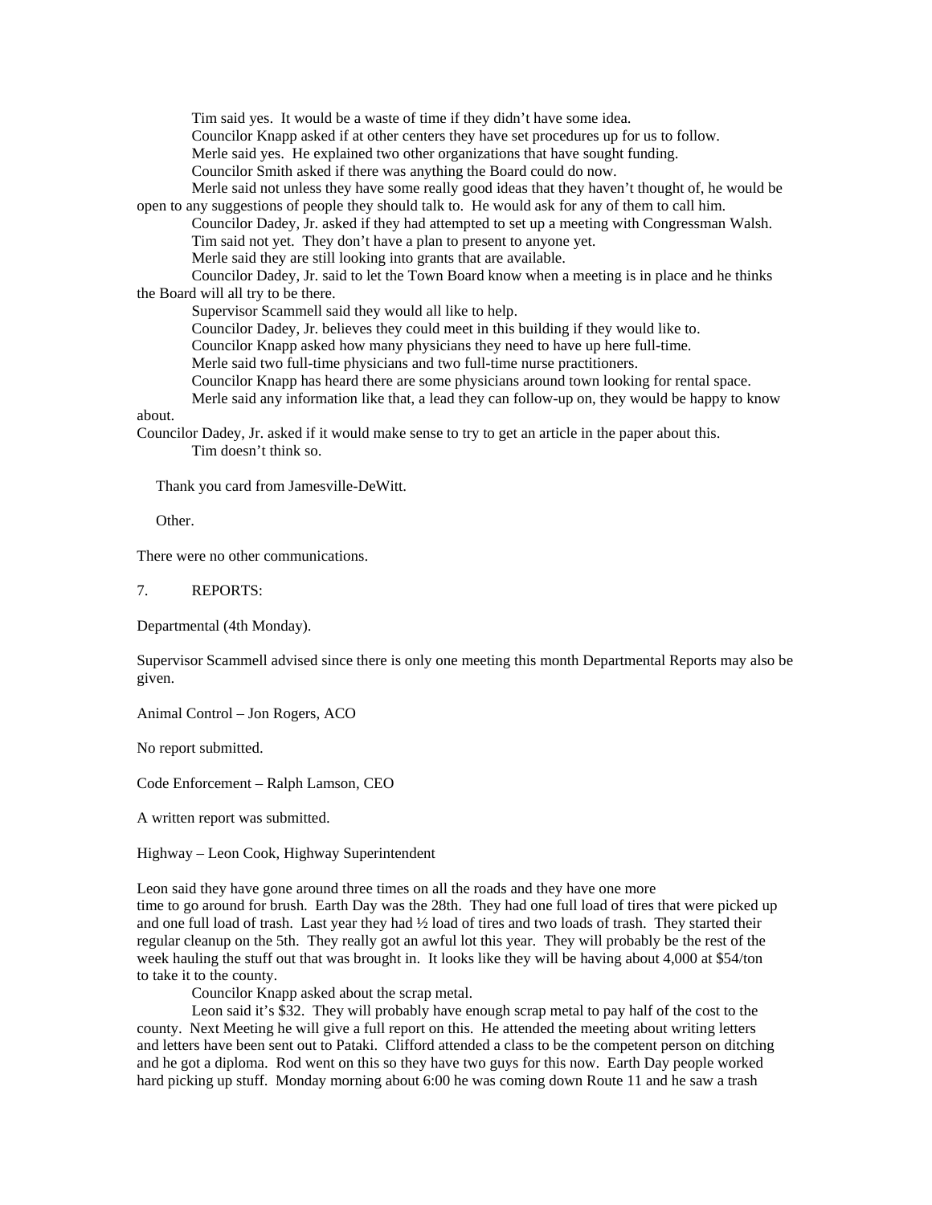Tim said yes. It would be a waste of time if they didn't have some idea.

Councilor Knapp asked if at other centers they have set procedures up for us to follow.

Merle said yes. He explained two other organizations that have sought funding.

Councilor Smith asked if there was anything the Board could do now.

Merle said not unless they have some really good ideas that they haven't thought of, he would be open to any suggestions of people they should talk to. He would ask for any of them to call him.

Councilor Dadey, Jr. asked if they had attempted to set up a meeting with Congressman Walsh.

Tim said not yet. They don't have a plan to present to anyone yet.

Merle said they are still looking into grants that are available.

Councilor Dadey, Jr. said to let the Town Board know when a meeting is in place and he thinks the Board will all try to be there.

Supervisor Scammell said they would all like to help.

Councilor Dadey, Jr. believes they could meet in this building if they would like to.

Councilor Knapp asked how many physicians they need to have up here full-time.

Merle said two full-time physicians and two full-time nurse practitioners.

Councilor Knapp has heard there are some physicians around town looking for rental space.

Merle said any information like that, a lead they can follow-up on, they would be happy to know about.

Councilor Dadey, Jr. asked if it would make sense to try to get an article in the paper about this.

Tim doesn't think so.

Thank you card from Jamesville-DeWitt.

Other.

There were no other communications.

7. REPORTS:

Departmental (4th Monday).

Supervisor Scammell advised since there is only one meeting this month Departmental Reports may also be given.

Animal Control – Jon Rogers, ACO

No report submitted.

Code Enforcement – Ralph Lamson, CEO

A written report was submitted.

Highway – Leon Cook, Highway Superintendent

Leon said they have gone around three times on all the roads and they have one more time to go around for brush. Earth Day was the 28th. They had one full load of tires that were picked up and one full load of trash. Last year they had ½ load of tires and two loads of trash. They started their regular cleanup on the 5th. They really got an awful lot this year. They will probably be the rest of the week hauling the stuff out that was brought in. It looks like they will be having about 4,000 at $54/ton to take it to the county.

Councilor Knapp asked about the scrap metal.

Leon said it's $32. They will probably have enough scrap metal to pay half of the cost to the county. Next Meeting he will give a full report on this. He attended the meeting about writing letters and letters have been sent out to Pataki. Clifford attended a class to be the competent person on ditching and he got a diploma. Rod went on this so they have two guys for this now. Earth Day people worked hard picking up stuff. Monday morning about 6:00 he was coming down Route 11 and he saw a trash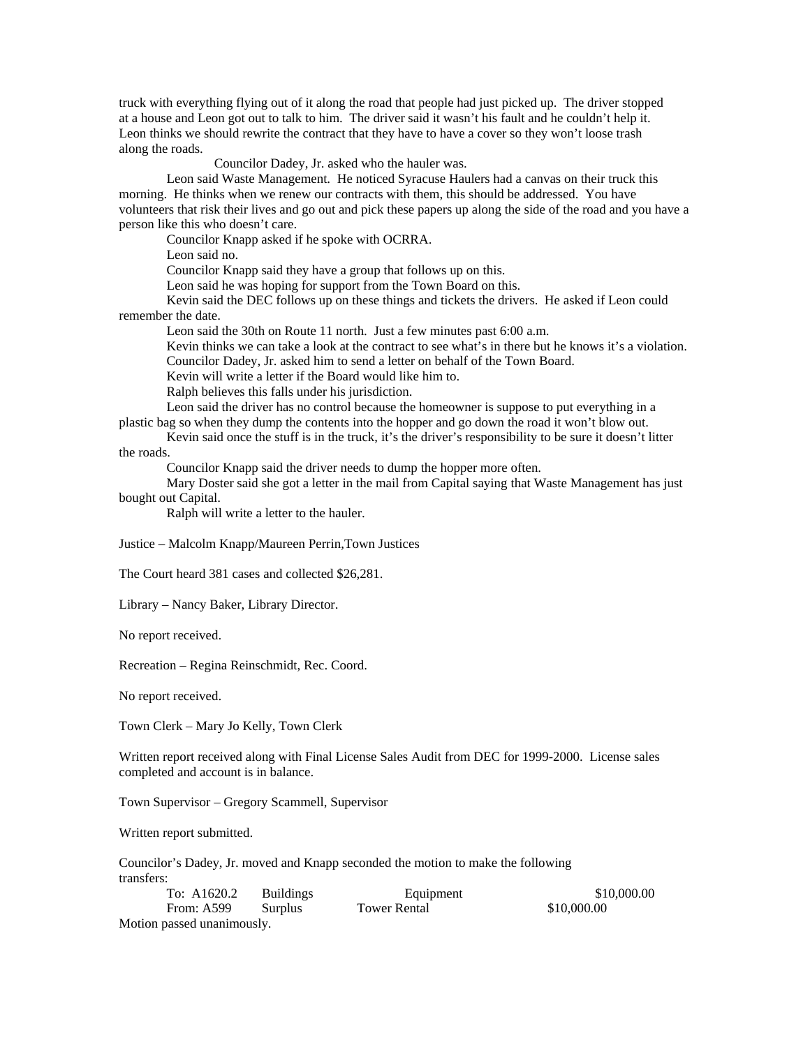truck with everything flying out of it along the road that people had just picked up. The driver stopped at a house and Leon got out to talk to him. The driver said it wasn't his fault and he couldn't help it. Leon thinks we should rewrite the contract that they have to have a cover so they won't loose trash along the roads.

Councilor Dadey, Jr. asked who the hauler was.

Leon said Waste Management. He noticed Syracuse Haulers had a canvas on their truck this morning. He thinks when we renew our contracts with them, this should be addressed. You have volunteers that risk their lives and go out and pick these papers up along the side of the road and you have a person like this who doesn't care.

Councilor Knapp asked if he spoke with OCRRA.

Leon said no.

Councilor Knapp said they have a group that follows up on this.

Leon said he was hoping for support from the Town Board on this.

Kevin said the DEC follows up on these things and tickets the drivers. He asked if Leon could remember the date.

Leon said the 30th on Route 11 north. Just a few minutes past 6:00 a.m.

Kevin thinks we can take a look at the contract to see what's in there but he knows it's a violation.

Councilor Dadey, Jr. asked him to send a letter on behalf of the Town Board.

Kevin will write a letter if the Board would like him to.

Ralph believes this falls under his jurisdiction.

Leon said the driver has no control because the homeowner is suppose to put everything in a plastic bag so when they dump the contents into the hopper and go down the road it won't blow out.

Kevin said once the stuff is in the truck, it's the driver's responsibility to be sure it doesn't litter the roads.

Councilor Knapp said the driver needs to dump the hopper more often.

Mary Doster said she got a letter in the mail from Capital saying that Waste Management has just bought out Capital.

Ralph will write a letter to the hauler.

Justice – Malcolm Knapp/Maureen Perrin,Town Justices

The Court heard 381 cases and collected $26,281.

Library – Nancy Baker, Library Director.

No report received.

Recreation – Regina Reinschmidt, Rec. Coord.

No report received.

Town Clerk – Mary Jo Kelly, Town Clerk

Written report received along with Final License Sales Audit from DEC for 1999-2000. License sales completed and account is in balance.

Town Supervisor – Gregory Scammell, Supervisor

Written report submitted.

Councilor's Dadey, Jr. moved and Knapp seconded the motion to make the following transfers:

| | | | |
|---|---|---|---|
| To: A1620.2 | Buildings | Equipment | $10,000.00 |
| From: A599 | Surplus | Tower Rental | $10,000.00 |

Motion passed unanimously.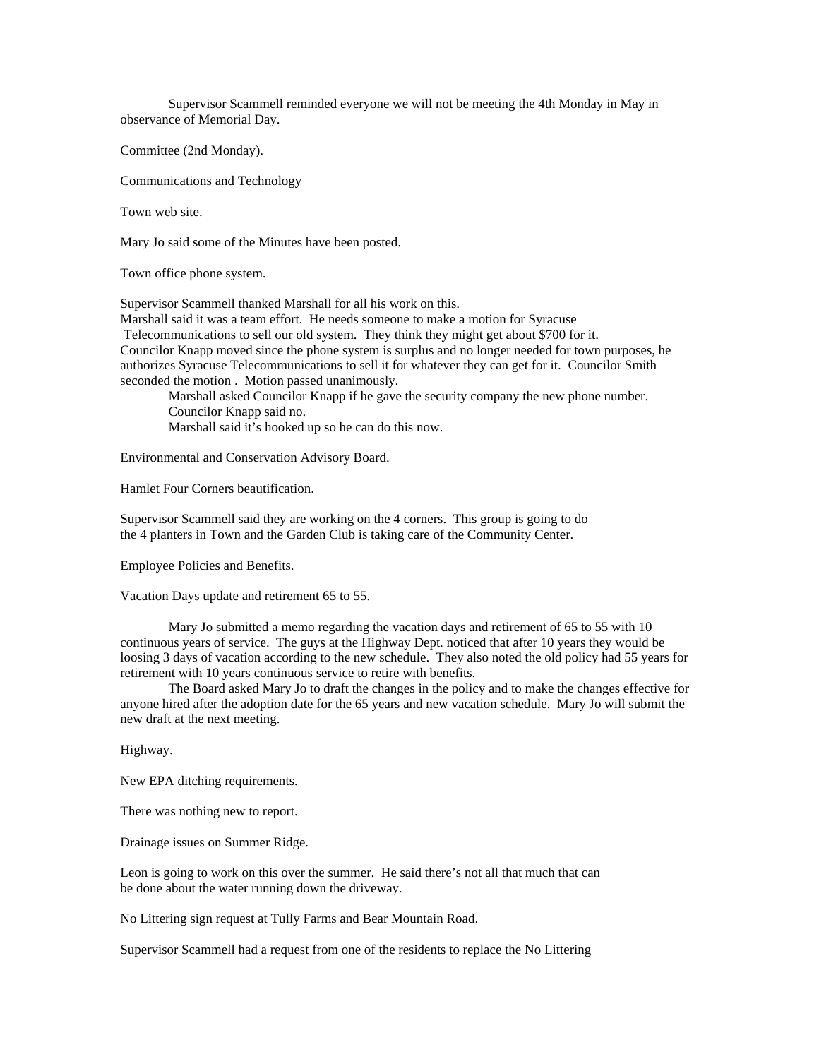Supervisor Scammell reminded everyone we will not be meeting the 4th Monday in May in observance of Memorial Day.

Committee (2nd Monday).

Communications and Technology

Town web site.

Mary Jo said some of the Minutes have been posted.

Town office phone system.

Supervisor Scammell thanked Marshall for all his work on this.
Marshall said it was a team effort. He needs someone to make a motion for Syracuse Telecommunications to sell our old system. They think they might get about $700 for it.
Councilor Knapp moved since the phone system is surplus and no longer needed for town purposes, he authorizes Syracuse Telecommunications to sell it for whatever they can get for it. Councilor Smith seconded the motion . Motion passed unanimously.

Marshall asked Councilor Knapp if he gave the security company the new phone number.
Councilor Knapp said no.
Marshall said it's hooked up so he can do this now.

Environmental and Conservation Advisory Board.

Hamlet Four Corners beautification.

Supervisor Scammell said they are working on the 4 corners. This group is going to do the 4 planters in Town and the Garden Club is taking care of the Community Center.

Employee Policies and Benefits.

Vacation Days update and retirement 65 to 55.

Mary Jo submitted a memo regarding the vacation days and retirement of 65 to 55 with 10 continuous years of service. The guys at the Highway Dept. noticed that after 10 years they would be loosing 3 days of vacation according to the new schedule. They also noted the old policy had 55 years for retirement with 10 years continuous service to retire with benefits.

The Board asked Mary Jo to draft the changes in the policy and to make the changes effective for anyone hired after the adoption date for the 65 years and new vacation schedule. Mary Jo will submit the new draft at the next meeting.

Highway.

New EPA ditching requirements.

There was nothing new to report.

Drainage issues on Summer Ridge.

Leon is going to work on this over the summer. He said there's not all that much that can be done about the water running down the driveway.

No Littering sign request at Tully Farms and Bear Mountain Road.

Supervisor Scammell had a request from one of the residents to replace the No Littering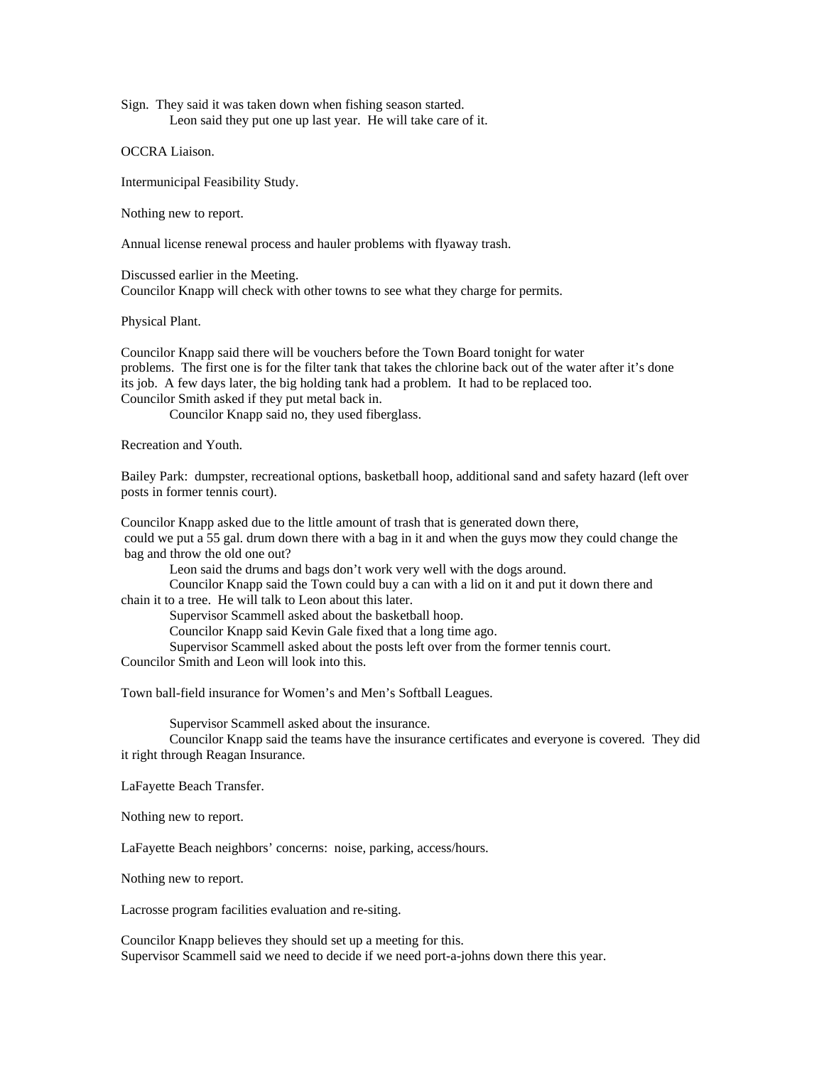Sign. They said it was taken down when fishing season started.

Leon said they put one up last year. He will take care of it.

OCCRA Liaison.

Intermunicipal Feasibility Study.

Nothing new to report.

Annual license renewal process and hauler problems with flyaway trash.

Discussed earlier in the Meeting.
Councilor Knapp will check with other towns to see what they charge for permits.

Physical Plant.

Councilor Knapp said there will be vouchers before the Town Board tonight for water problems. The first one is for the filter tank that takes the chlorine back out of the water after it's done its job. A few days later, the big holding tank had a problem. It had to be replaced too.
Councilor Smith asked if they put metal back in.

Councilor Knapp said no, they used fiberglass.

Recreation and Youth.

Bailey Park: dumpster, recreational options, basketball hoop, additional sand and safety hazard (left over posts in former tennis court).

Councilor Knapp asked due to the little amount of trash that is generated down there, could we put a 55 gal. drum down there with a bag in it and when the guys mow they could change the bag and throw the old one out?

Leon said the drums and bags don't work very well with the dogs around.

Councilor Knapp said the Town could buy a can with a lid on it and put it down there and chain it to a tree. He will talk to Leon about this later.

Supervisor Scammell asked about the basketball hoop.

Councilor Knapp said Kevin Gale fixed that a long time ago.

Supervisor Scammell asked about the posts left over from the former tennis court.

Councilor Smith and Leon will look into this.

Town ball-field insurance for Women's and Men's Softball Leagues.

Supervisor Scammell asked about the insurance.

Councilor Knapp said the teams have the insurance certificates and everyone is covered. They did it right through Reagan Insurance.

LaFayette Beach Transfer.

Nothing new to report.

LaFayette Beach neighbors' concerns: noise, parking, access/hours.

Nothing new to report.

Lacrosse program facilities evaluation and re-siting.

Councilor Knapp believes they should set up a meeting for this.
Supervisor Scammell said we need to decide if we need port-a-johns down there this year.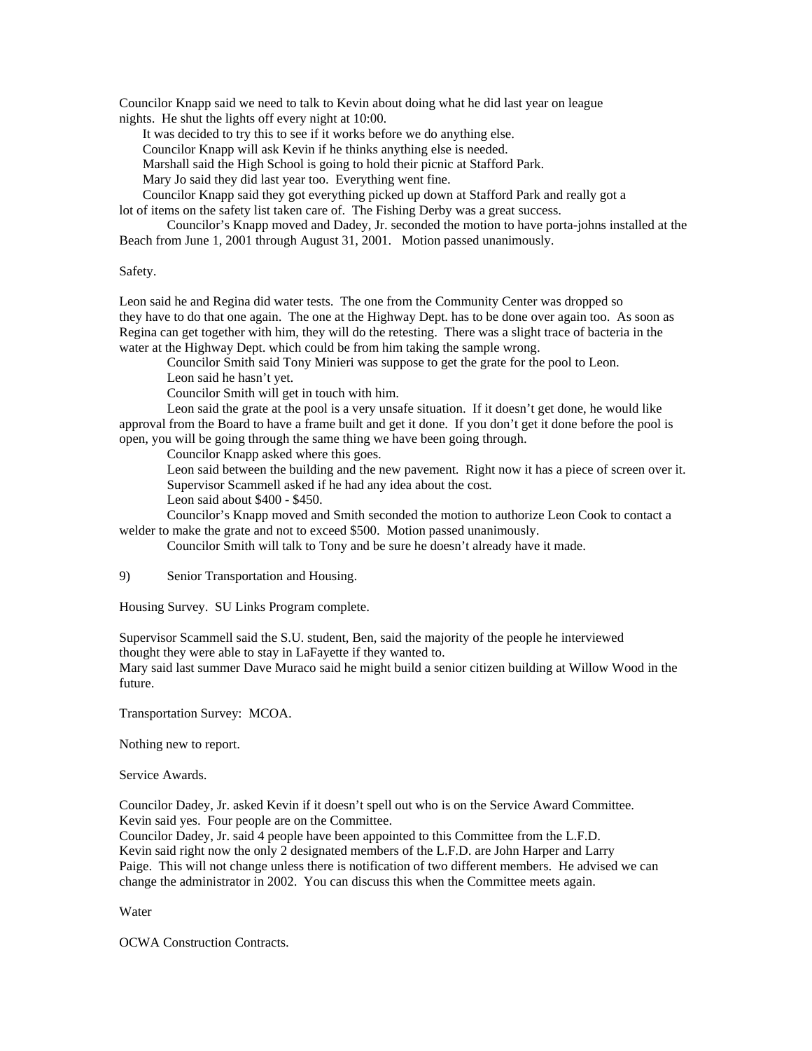Councilor Knapp said we need to talk to Kevin about doing what he did last year on league nights. He shut the lights off every night at 10:00.

It was decided to try this to see if it works before we do anything else.

Councilor Knapp will ask Kevin if he thinks anything else is needed.

Marshall said the High School is going to hold their picnic at Stafford Park.

Mary Jo said they did last year too. Everything went fine.

Councilor Knapp said they got everything picked up down at Stafford Park and really got a lot of items on the safety list taken care of. The Fishing Derby was a great success.

Councilor's Knapp moved and Dadey, Jr. seconded the motion to have porta-johns installed at the Beach from June 1, 2001 through August 31, 2001. Motion passed unanimously.

Safety.

Leon said he and Regina did water tests. The one from the Community Center was dropped so they have to do that one again. The one at the Highway Dept. has to be done over again too. As soon as Regina can get together with him, they will do the retesting. There was a slight trace of bacteria in the water at the Highway Dept. which could be from him taking the sample wrong.

Councilor Smith said Tony Minieri was suppose to get the grate for the pool to Leon.

Leon said he hasn't yet.

Councilor Smith will get in touch with him.

Leon said the grate at the pool is a very unsafe situation. If it doesn't get done, he would like approval from the Board to have a frame built and get it done. If you don't get it done before the pool is open, you will be going through the same thing we have been going through.

Councilor Knapp asked where this goes.

Leon said between the building and the new pavement. Right now it has a piece of screen over it.

Supervisor Scammell asked if he had any idea about the cost.

Leon said about $400 - $450.

Councilor's Knapp moved and Smith seconded the motion to authorize Leon Cook to contact a welder to make the grate and not to exceed $500. Motion passed unanimously.

Councilor Smith will talk to Tony and be sure he doesn't already have it made.

9) Senior Transportation and Housing.

Housing Survey. SU Links Program complete.

Supervisor Scammell said the S.U. student, Ben, said the majority of the people he interviewed thought they were able to stay in LaFayette if they wanted to.
Mary said last summer Dave Muraco said he might build a senior citizen building at Willow Wood in the future.

Transportation Survey: MCOA.

Nothing new to report.

Service Awards.

Councilor Dadey, Jr. asked Kevin if it doesn't spell out who is on the Service Award Committee.
Kevin said yes. Four people are on the Committee.
Councilor Dadey, Jr. said 4 people have been appointed to this Committee from the L.F.D.
Kevin said right now the only 2 designated members of the L.F.D. are John Harper and Larry Paige. This will not change unless there is notification of two different members. He advised we can change the administrator in 2002. You can discuss this when the Committee meets again.

Water

OCWA Construction Contracts.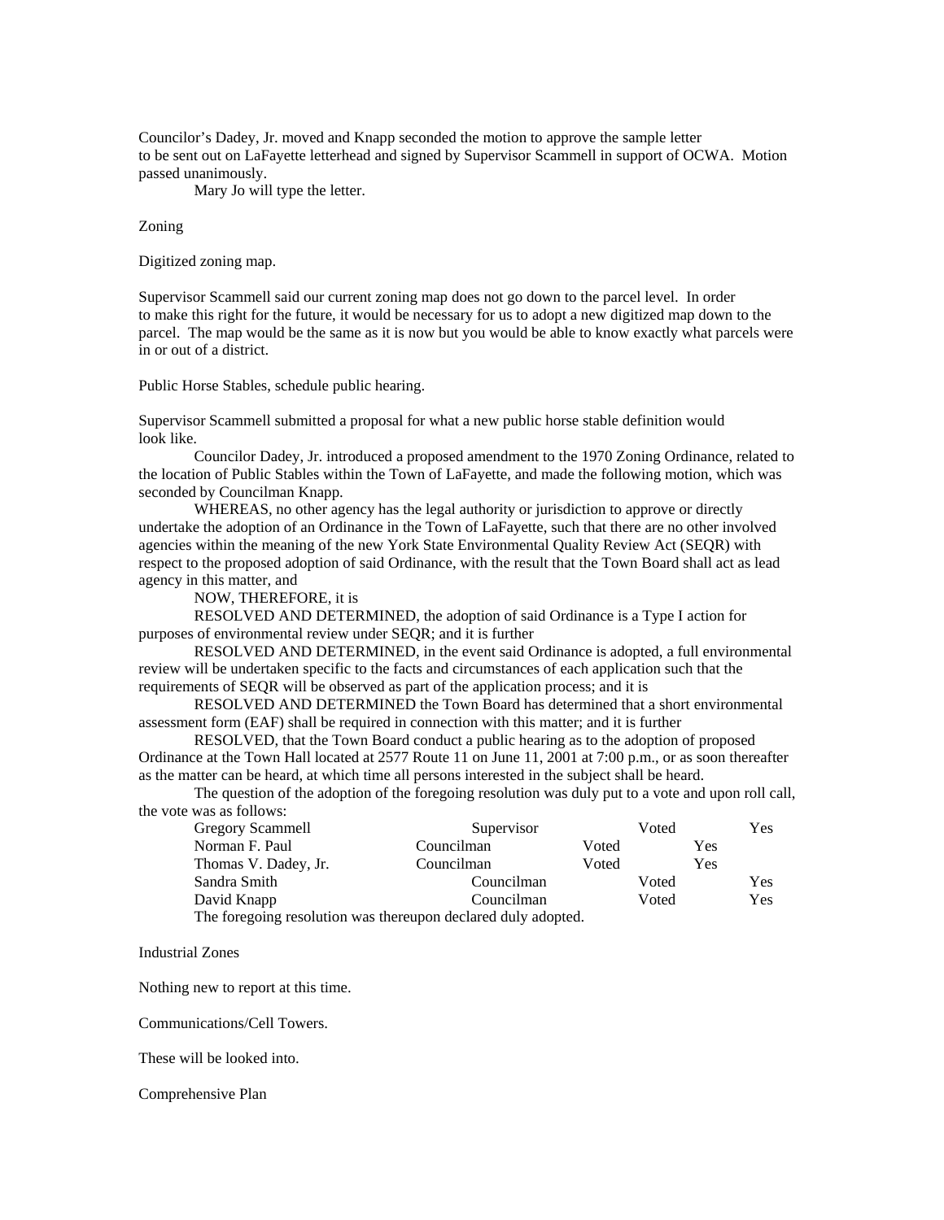Councilor's Dadey, Jr. moved and Knapp seconded the motion to approve the sample letter to be sent out on LaFayette letterhead and signed by Supervisor Scammell in support of OCWA. Motion passed unanimously.

Mary Jo will type the letter.

Zoning

Digitized zoning map.

Supervisor Scammell said our current zoning map does not go down to the parcel level. In order to make this right for the future, it would be necessary for us to adopt a new digitized map down to the parcel. The map would be the same as it is now but you would be able to know exactly what parcels were in or out of a district.

Public Horse Stables, schedule public hearing.

Supervisor Scammell submitted a proposal for what a new public horse stable definition would look like.

Councilor Dadey, Jr. introduced a proposed amendment to the 1970 Zoning Ordinance, related to the location of Public Stables within the Town of LaFayette, and made the following motion, which was seconded by Councilman Knapp.

WHEREAS, no other agency has the legal authority or jurisdiction to approve or directly undertake the adoption of an Ordinance in the Town of LaFayette, such that there are no other involved agencies within the meaning of the new York State Environmental Quality Review Act (SEQR) with respect to the proposed adoption of said Ordinance, with the result that the Town Board shall act as lead agency in this matter, and

NOW, THEREFORE, it is

RESOLVED AND DETERMINED, the adoption of said Ordinance is a Type I action for purposes of environmental review under SEQR; and it is further

RESOLVED AND DETERMINED, in the event said Ordinance is adopted, a full environmental review will be undertaken specific to the facts and circumstances of each application such that the requirements of SEQR will be observed as part of the application process; and it is

RESOLVED AND DETERMINED the Town Board has determined that a short environmental assessment form (EAF) shall be required in connection with this matter; and it is further

RESOLVED, that the Town Board conduct a public hearing as to the adoption of proposed Ordinance at the Town Hall located at 2577 Route 11 on June 11, 2001 at 7:00 p.m., or as soon thereafter as the matter can be heard, at which time all persons interested in the subject shall be heard.

The question of the adoption of the foregoing resolution was duly put to a vote and upon roll call, the vote was as follows:

| | | | |
|---|---|---|---|
| Gregory Scammell | Supervisor | Voted | Yes |
| Norman F. Paul | Councilman | Voted | Yes |
| Thomas V. Dadey, Jr. | Councilman | Voted | Yes |
| Sandra Smith | Councilman | Voted | Yes |
| David Knapp | Councilman | Voted | Yes |

The foregoing resolution was thereupon declared duly adopted.

Industrial Zones

Nothing new to report at this time.

Communications/Cell Towers.

These will be looked into.

Comprehensive Plan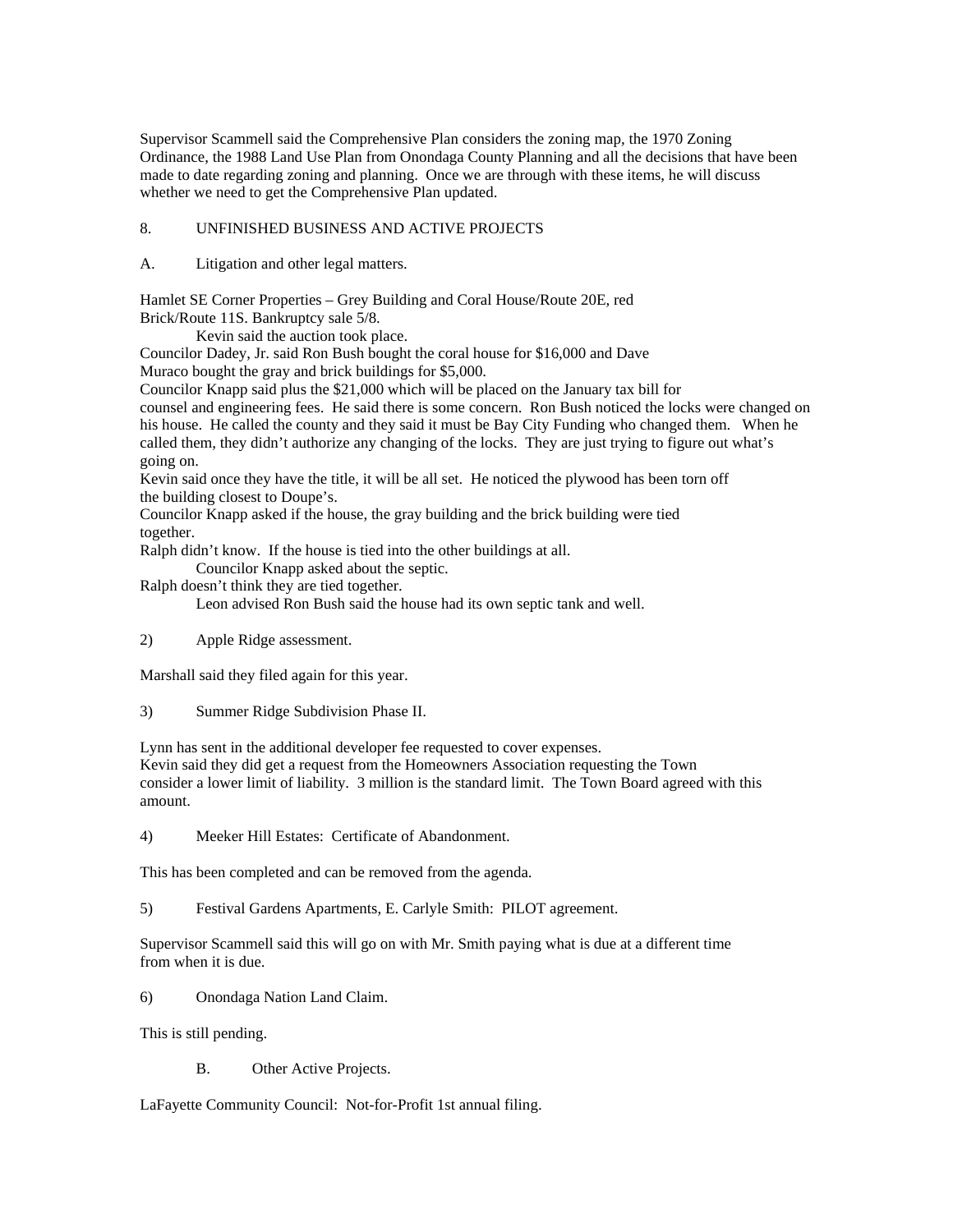Supervisor Scammell said the Comprehensive Plan considers the zoning map, the 1970 Zoning Ordinance, the 1988 Land Use Plan from Onondaga County Planning and all the decisions that have been made to date regarding zoning and planning. Once we are through with these items, he will discuss whether we need to get the Comprehensive Plan updated.

8. UNFINISHED BUSINESS AND ACTIVE PROJECTS

A. Litigation and other legal matters.

Hamlet SE Corner Properties – Grey Building and Coral House/Route 20E, red Brick/Route 11S. Bankruptcy sale 5/8.

Kevin said the auction took place.

Councilor Dadey, Jr. said Ron Bush bought the coral house for $16,000 and Dave Muraco bought the gray and brick buildings for $5,000.

Councilor Knapp said plus the $21,000 which will be placed on the January tax bill for counsel and engineering fees. He said there is some concern. Ron Bush noticed the locks were changed on his house. He called the county and they said it must be Bay City Funding who changed them. When he called them, they didn't authorize any changing of the locks. They are just trying to figure out what's going on.

Kevin said once they have the title, it will be all set. He noticed the plywood has been torn off the building closest to Doupe's.

Councilor Knapp asked if the house, the gray building and the brick building were tied together.

Ralph didn't know. If the house is tied into the other buildings at all.

Councilor Knapp asked about the septic.

Ralph doesn't think they are tied together.

Leon advised Ron Bush said the house had its own septic tank and well.

2) Apple Ridge assessment.

Marshall said they filed again for this year.

3) Summer Ridge Subdivision Phase II.

Lynn has sent in the additional developer fee requested to cover expenses.

Kevin said they did get a request from the Homeowners Association requesting the Town consider a lower limit of liability. 3 million is the standard limit. The Town Board agreed with this amount.

4) Meeker Hill Estates: Certificate of Abandonment.

This has been completed and can be removed from the agenda.

5) Festival Gardens Apartments, E. Carlyle Smith: PILOT agreement.

Supervisor Scammell said this will go on with Mr. Smith paying what is due at a different time from when it is due.

6) Onondaga Nation Land Claim.

This is still pending.

B. Other Active Projects.

LaFayette Community Council: Not-for-Profit 1st annual filing.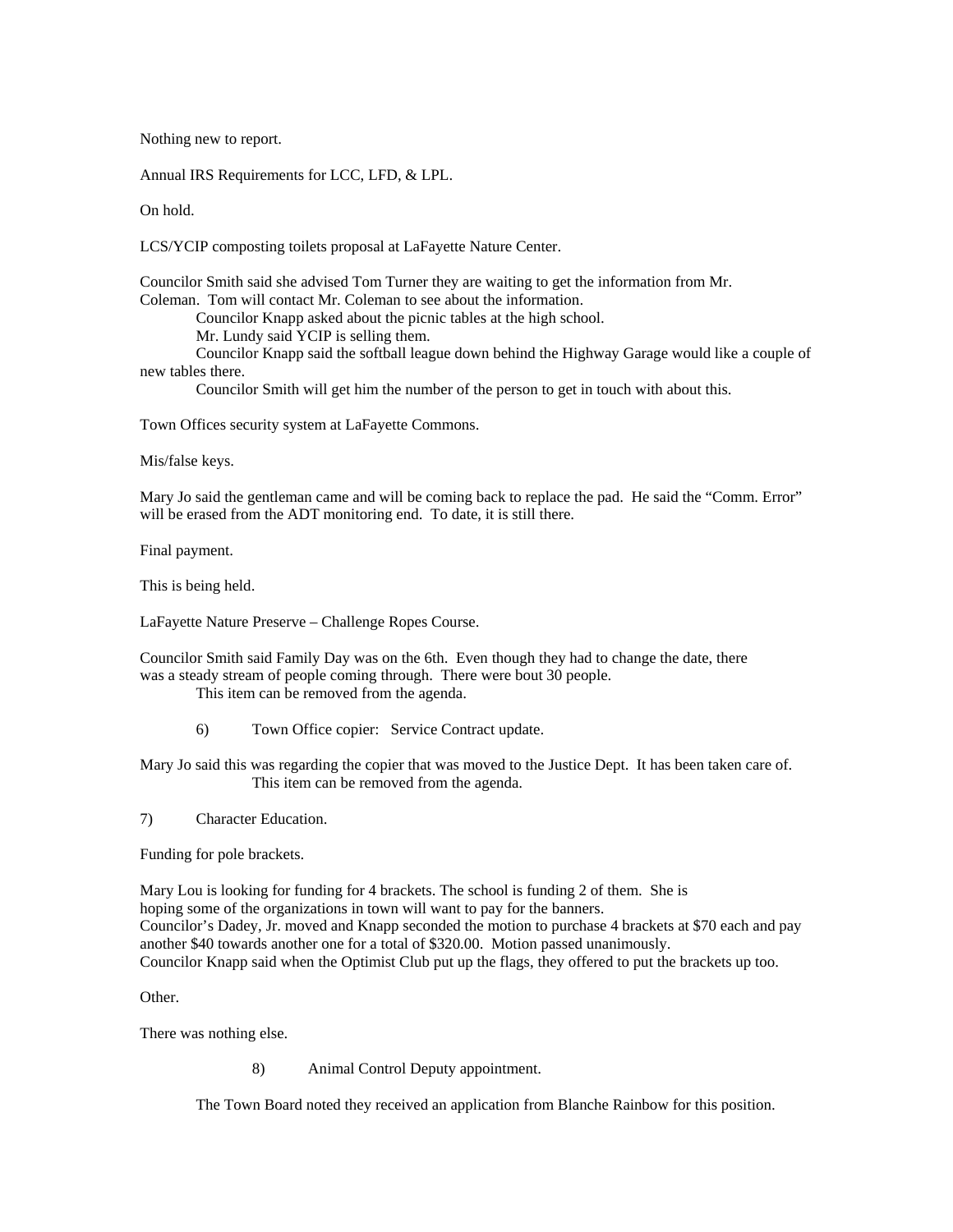Nothing new to report.

Annual IRS Requirements for LCC, LFD, & LPL.

On hold.

LCS/YCIP composting toilets proposal at LaFayette Nature Center.

Councilor Smith said she advised Tom Turner they are waiting to get the information from Mr. Coleman. Tom will contact Mr. Coleman to see about the information.

Councilor Knapp asked about the picnic tables at the high school.

Mr. Lundy said YCIP is selling them.

Councilor Knapp said the softball league down behind the Highway Garage would like a couple of new tables there.

Councilor Smith will get him the number of the person to get in touch with about this.

Town Offices security system at LaFayette Commons.

Mis/false keys.

Mary Jo said the gentleman came and will be coming back to replace the pad. He said the "Comm. Error" will be erased from the ADT monitoring end. To date, it is still there.

Final payment.

This is being held.

LaFayette Nature Preserve – Challenge Ropes Course.

Councilor Smith said Family Day was on the 6th. Even though they had to change the date, there was a steady stream of people coming through. There were bout 30 people.

This item can be removed from the agenda.

6) Town Office copier: Service Contract update.

Mary Jo said this was regarding the copier that was moved to the Justice Dept. It has been taken care of.

This item can be removed from the agenda.

7) Character Education.

Funding for pole brackets.

Mary Lou is looking for funding for 4 brackets. The school is funding 2 of them. She is hoping some of the organizations in town will want to pay for the banners.
Councilor's Dadey, Jr. moved and Knapp seconded the motion to purchase 4 brackets at $70 each and pay another $40 towards another one for a total of $320.00. Motion passed unanimously.
Councilor Knapp said when the Optimist Club put up the flags, they offered to put the brackets up too.

Other.

There was nothing else.

8) Animal Control Deputy appointment.

The Town Board noted they received an application from Blanche Rainbow for this position.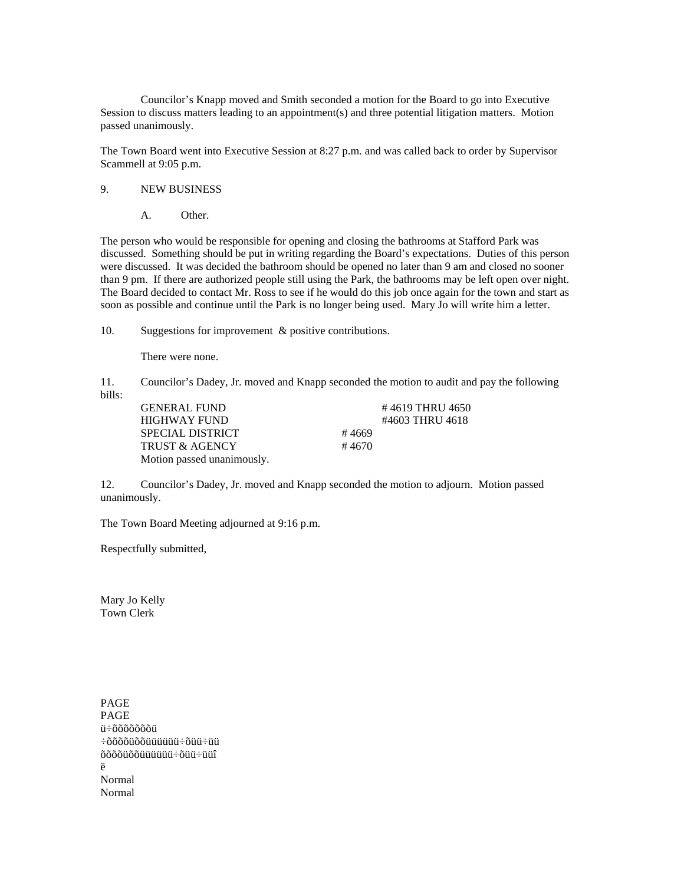Councilor's Knapp moved and Smith seconded a motion for the Board to go into Executive Session to discuss matters leading to an appointment(s) and three potential litigation matters. Motion passed unanimously.

The Town Board went into Executive Session at 8:27 p.m. and was called back to order by Supervisor Scammell at 9:05 p.m.

9. NEW BUSINESS

A. Other.

The person who would be responsible for opening and closing the bathrooms at Stafford Park was discussed. Something should be put in writing regarding the Board's expectations. Duties of this person were discussed. It was decided the bathroom should be opened no later than 9 am and closed no sooner than 9 pm. If there are authorized people still using the Park, the bathrooms may be left open over night. The Board decided to contact Mr. Ross to see if he would do this job once again for the town and start as soon as possible and continue until the Park is no longer being used. Mary Jo will write him a letter.

10. Suggestions for improvement & positive contributions.

There were none.

11. Councilor's Dadey, Jr. moved and Knapp seconded the motion to audit and pay the following bills:

| | | |
|---|---|---|
| GENERAL FUND | | # 4619 THRU 4650 |
| HIGHWAY FUND | | #4603 THRU 4618 |
| SPECIAL DISTRICT | # 4669 | |
| TRUST & AGENCY | # 4670 | |

Motion passed unanimously.

12. Councilor's Dadey, Jr. moved and Knapp seconded the motion to adjourn. Motion passed unanimously.

The Town Board Meeting adjourned at 9:16 p.m.

Respectfully submitted,

Mary Jo Kelly
Town Clerk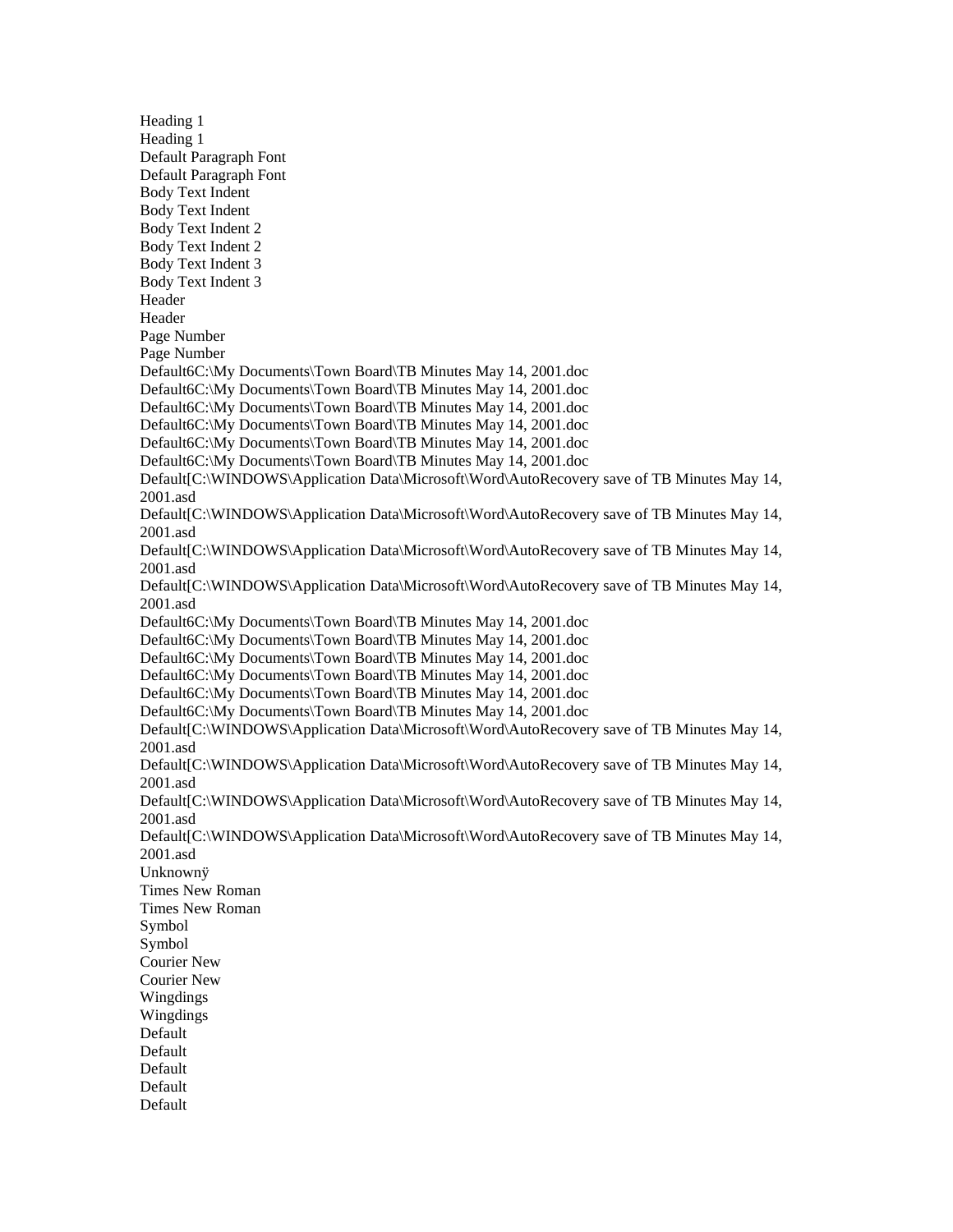Heading 1
Heading 1
Default Paragraph Font
Default Paragraph Font
Body Text Indent
Body Text Indent
Body Text Indent 2
Body Text Indent 2
Body Text Indent 3
Body Text Indent 3
Header
Header
Page Number
Page Number
Default6C:\My Documents\Town Board\TB Minutes May 14, 2001.doc
Default6C:\My Documents\Town Board\TB Minutes May 14, 2001.doc
Default6C:\My Documents\Town Board\TB Minutes May 14, 2001.doc
Default6C:\My Documents\Town Board\TB Minutes May 14, 2001.doc
Default6C:\My Documents\Town Board\TB Minutes May 14, 2001.doc
Default6C:\My Documents\Town Board\TB Minutes May 14, 2001.doc
Default[C:\WINDOWS\Application Data\Microsoft\Word\AutoRecovery save of TB Minutes May 14, 2001.asd
Default[C:\WINDOWS\Application Data\Microsoft\Word\AutoRecovery save of TB Minutes May 14, 2001.asd
Default[C:\WINDOWS\Application Data\Microsoft\Word\AutoRecovery save of TB Minutes May 14, 2001.asd
Default[C:\WINDOWS\Application Data\Microsoft\Word\AutoRecovery save of TB Minutes May 14, 2001.asd
Default6C:\My Documents\Town Board\TB Minutes May 14, 2001.doc
Default6C:\My Documents\Town Board\TB Minutes May 14, 2001.doc
Default6C:\My Documents\Town Board\TB Minutes May 14, 2001.doc
Default6C:\My Documents\Town Board\TB Minutes May 14, 2001.doc
Default6C:\My Documents\Town Board\TB Minutes May 14, 2001.doc
Default6C:\My Documents\Town Board\TB Minutes May 14, 2001.doc
Default[C:\WINDOWS\Application Data\Microsoft\Word\AutoRecovery save of TB Minutes May 14, 2001.asd
Default[C:\WINDOWS\Application Data\Microsoft\Word\AutoRecovery save of TB Minutes May 14, 2001.asd
Default[C:\WINDOWS\Application Data\Microsoft\Word\AutoRecovery save of TB Minutes May 14, 2001.asd
Default[C:\WINDOWS\Application Data\Microsoft\Word\AutoRecovery save of TB Minutes May 14, 2001.asd
Unknownÿ
Times New Roman
Times New Roman
Symbol
Symbol
Courier New
Courier New
Wingdings
Wingdings
Default
Default
Default
Default
Default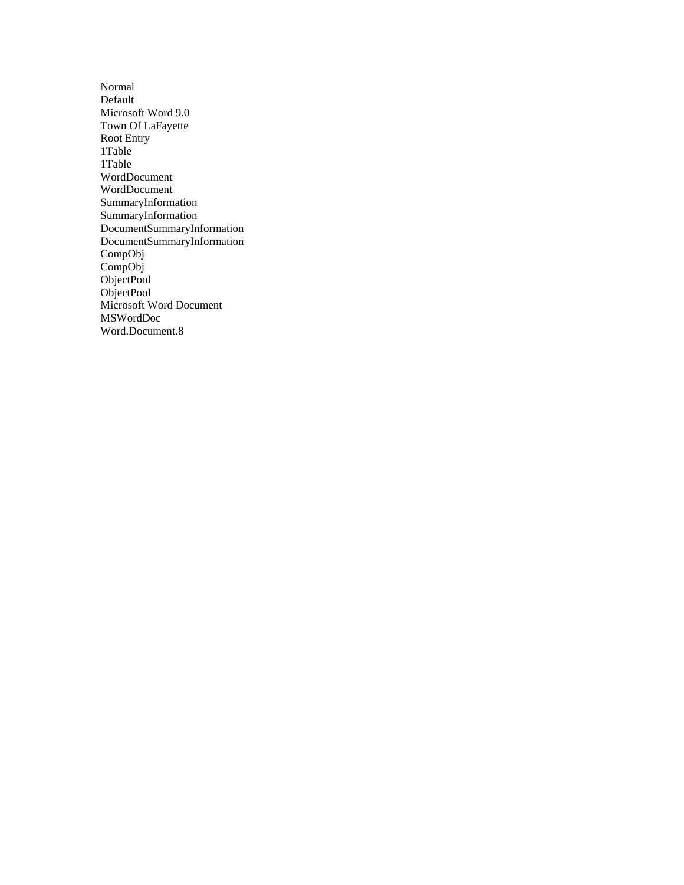Normal
Default
Microsoft Word 9.0
Town Of LaFayette
Root Entry
1Table
1Table
WordDocument
WordDocument
SummaryInformation
SummaryInformation
DocumentSummaryInformation
DocumentSummaryInformation
CompObj
CompObj
ObjectPool
ObjectPool
Microsoft Word Document
MSWordDoc
Word.Document.8